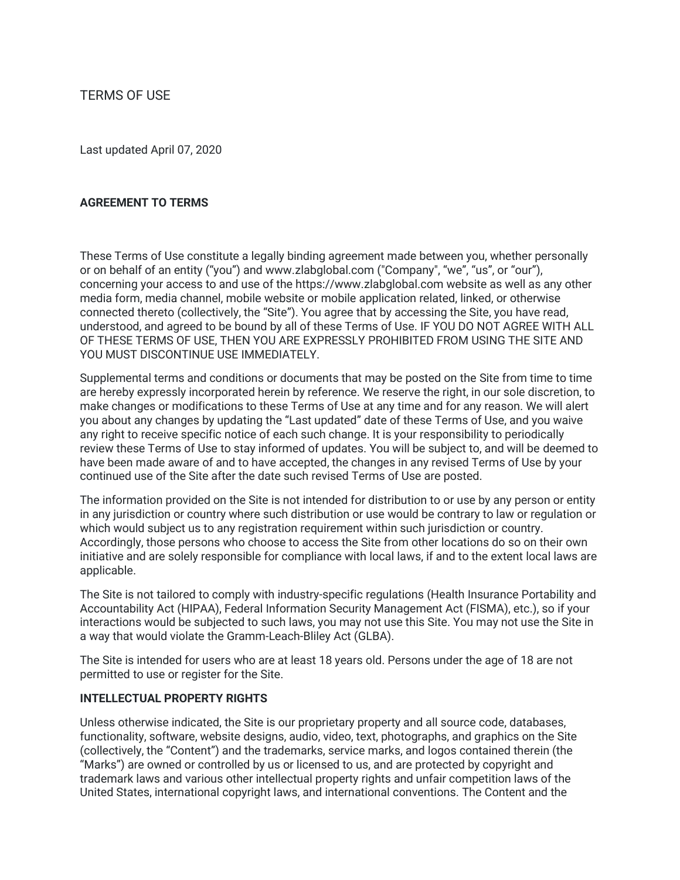# TERMS OF USE

Last updated April 07, 2020

**AGREEMENT TO TERMS**

These Terms of Use constitute a legally binding agreement made between you, whether personally or on behalf of an entity ("you") and www.zlabglobal.com ("Company", "we", "us", or "our"), concerning your access to and use of the https://www.zlabglobal.com website as well as any other media form, media channel, mobile website or mobile application related, linked, or otherwise connected thereto (collectively, the "Site"). You agree that by accessing the Site, you have read, understood, and agreed to be bound by all of these Terms of Use. IF YOU DO NOT AGREE WITH ALL OF THESE TERMS OF USE, THEN YOU ARE EXPRESSLY PROHIBITED FROM USING THE SITE AND YOU MUST DISCONTINUE USE IMMEDIATELY.

Supplemental terms and conditions or documents that may be posted on the Site from time to time are hereby expressly incorporated herein by reference. We reserve the right, in our sole discretion, to make changes or modifications to these Terms of Use at any time and for any reason. We will alert you about any changes by updating the "Last updated" date of these Terms of Use, and you waive any right to receive specific notice of each such change. It is your responsibility to periodically review these Terms of Use to stay informed of updates. You will be subject to, and will be deemed to have been made aware of and to have accepted, the changes in any revised Terms of Use by your continued use of the Site after the date such revised Terms of Use are posted.

The information provided on the Site is not intended for distribution to or use by any person or entity in any jurisdiction or country where such distribution or use would be contrary to law or regulation or which would subject us to any registration requirement within such jurisdiction or country. Accordingly, those persons who choose to access the Site from other locations do so on their own initiative and are solely responsible for compliance with local laws, if and to the extent local laws are applicable.

The Site is not tailored to comply with industry-specific regulations (Health Insurance Portability and Accountability Act (HIPAA), Federal Information Security Management Act (FISMA), etc.), so if your interactions would be subjected to such laws, you may not use this Site. You may not use the Site in a way that would violate the Gramm-Leach-Bliley Act (GLBA).

The Site is intended for users who are at least 18 years old. Persons under the age of 18 are not permitted to use or register for the Site.

**INTELLECTUAL PROPERTY RIGHTS**

Unless otherwise indicated, the Site is our proprietary property and all source code, databases, functionality, software, website designs, audio, video, text, photographs, and graphics on the Site (collectively, the "Content") and the trademarks, service marks, and logos contained therein (the "Marks") are owned or controlled by us or licensed to us, and are protected by copyright and trademark laws and various other intellectual property rights and unfair competition laws of the United States, international copyright laws, and international conventions. The Content and the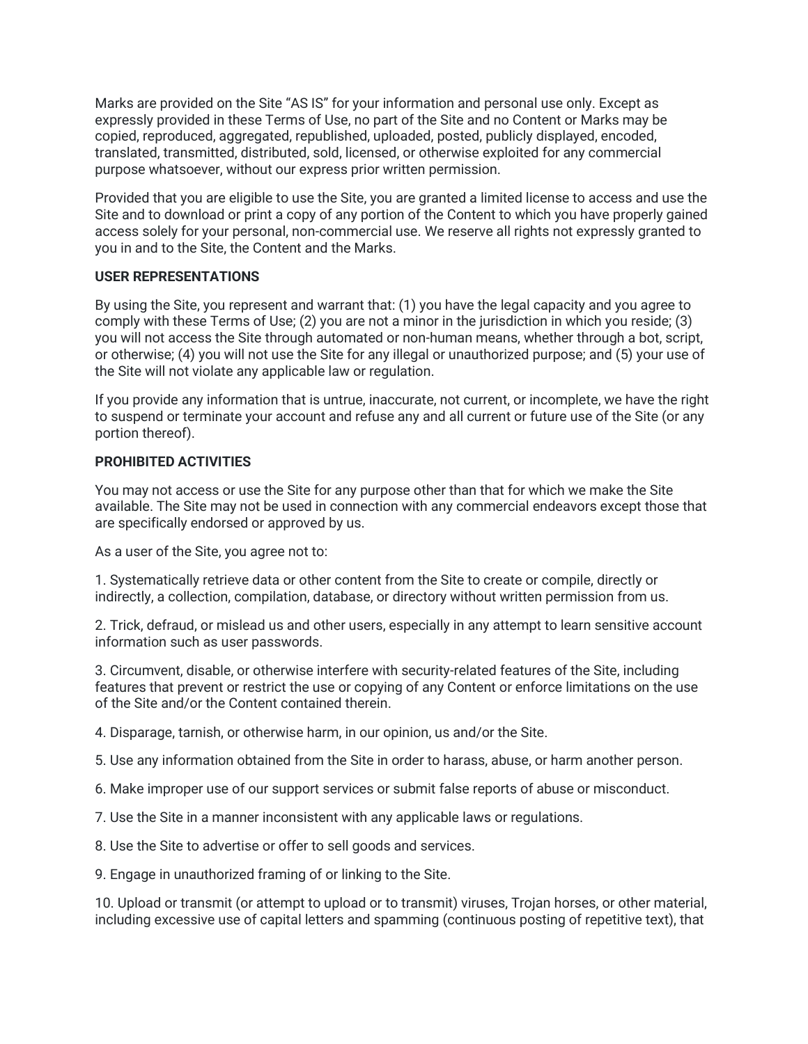Marks are provided on the Site "AS IS" for your information and personal use only. Except as expressly provided in these Terms of Use, no part of the Site and no Content or Marks may be copied, reproduced, aggregated, republished, uploaded, posted, publicly displayed, encoded, translated, transmitted, distributed, sold, licensed, or otherwise exploited for any commercial purpose whatsoever, without our express prior written permission.

Provided that you are eligible to use the Site, you are granted a limited license to access and use the Site and to download or print a copy of any portion of the Content to which you have properly gained access solely for your personal, non-commercial use. We reserve all rights not expressly granted to you in and to the Site, the Content and the Marks.

**USER REPRESENTATIONS**

By using the Site, you represent and warrant that: (1) you have the legal capacity and you agree to comply with these Terms of Use; (2) you are not a minor in the jurisdiction in which you reside; (3) you will not access the Site through automated or non-human means, whether through a bot, script, or otherwise; (4) you will not use the Site for any illegal or unauthorized purpose; and (5) your use of the Site will not violate any applicable law or regulation.

If you provide any information that is untrue, inaccurate, not current, or incomplete, we have the right to suspend or terminate your account and refuse any and all current or future use of the Site (or any portion thereof).

**PROHIBITED ACTIVITIES**

You may not access or use the Site for any purpose other than that for which we make the Site available. The Site may not be used in connection with any commercial endeavors except those that are specifically endorsed or approved by us.

As a user of the Site, you agree not to:

1. Systematically retrieve data or other content from the Site to create or compile, directly or indirectly, a collection, compilation, database, or directory without written permission from us.

2. Trick, defraud, or mislead us and other users, especially in any attempt to learn sensitive account information such as user passwords.

3. Circumvent, disable, or otherwise interfere with security-related features of the Site, including features that prevent or restrict the use or copying of any Content or enforce limitations on the use of the Site and/or the Content contained therein.

4. Disparage, tarnish, or otherwise harm, in our opinion, us and/or the Site.

5. Use any information obtained from the Site in order to harass, abuse, or harm another person.

6. Make improper use of our support services or submit false reports of abuse or misconduct.

7. Use the Site in a manner inconsistent with any applicable laws or regulations.

8. Use the Site to advertise or offer to sell goods and services.

9. Engage in unauthorized framing of or linking to the Site.

10. Upload or transmit (or attempt to upload or to transmit) viruses, Trojan horses, or other material, including excessive use of capital letters and spamming (continuous posting of repetitive text), that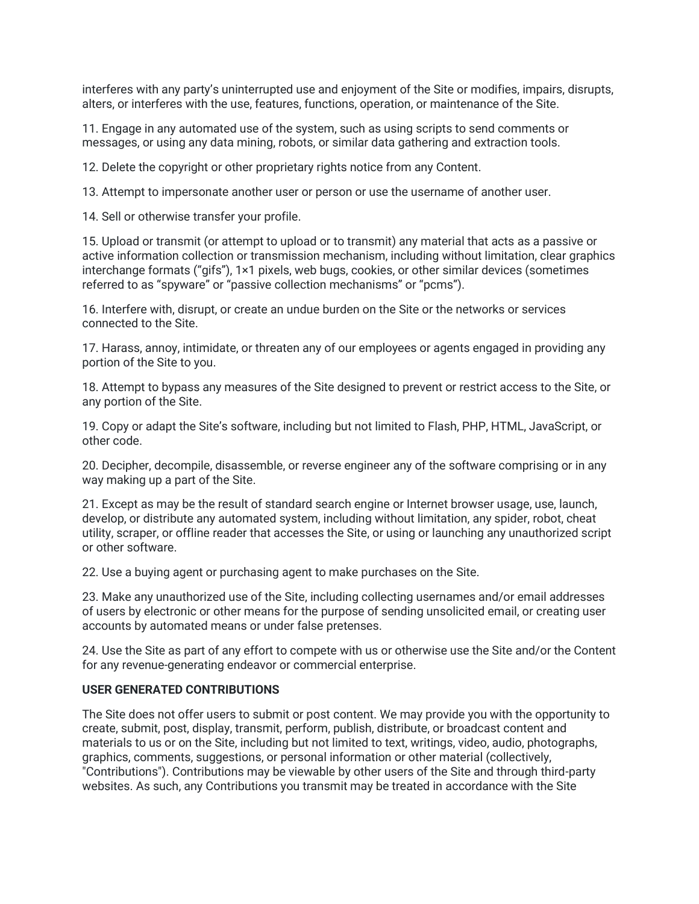interferes with any party's uninterrupted use and enjoyment of the Site or modifies, impairs, disrupts, alters, or interferes with the use, features, functions, operation, or maintenance of the Site.

11. Engage in any automated use of the system, such as using scripts to send comments or messages, or using any data mining, robots, or similar data gathering and extraction tools.

12. Delete the copyright or other proprietary rights notice from any Content.

13. Attempt to impersonate another user or person or use the username of another user.

14. Sell or otherwise transfer your profile.

15. Upload or transmit (or attempt to upload or to transmit) any material that acts as a passive or active information collection or transmission mechanism, including without limitation, clear graphics interchange formats ("gifs"), 1×1 pixels, web bugs, cookies, or other similar devices (sometimes referred to as "spyware" or "passive collection mechanisms" or "pcms").

16. Interfere with, disrupt, or create an undue burden on the Site or the networks or services connected to the Site.

17. Harass, annoy, intimidate, or threaten any of our employees or agents engaged in providing any portion of the Site to you.

18. Attempt to bypass any measures of the Site designed to prevent or restrict access to the Site, or any portion of the Site.

19. Copy or adapt the Site's software, including but not limited to Flash, PHP, HTML, JavaScript, or other code.

20. Decipher, decompile, disassemble, or reverse engineer any of the software comprising or in any way making up a part of the Site.

21. Except as may be the result of standard search engine or Internet browser usage, use, launch, develop, or distribute any automated system, including without limitation, any spider, robot, cheat utility, scraper, or offline reader that accesses the Site, or using or launching any unauthorized script or other software.

22. Use a buying agent or purchasing agent to make purchases on the Site.

23. Make any unauthorized use of the Site, including collecting usernames and/or email addresses of users by electronic or other means for the purpose of sending unsolicited email, or creating user accounts by automated means or under false pretenses.

24. Use the Site as part of any effort to compete with us or otherwise use the Site and/or the Content for any revenue-generating endeavor or commercial enterprise.

**USER GENERATED CONTRIBUTIONS**

The Site does not offer users to submit or post content. We may provide you with the opportunity to create, submit, post, display, transmit, perform, publish, distribute, or broadcast content and materials to us or on the Site, including but not limited to text, writings, video, audio, photographs, graphics, comments, suggestions, or personal information or other material (collectively, "Contributions"). Contributions may be viewable by other users of the Site and through third-party websites. As such, any Contributions you transmit may be treated in accordance with the Site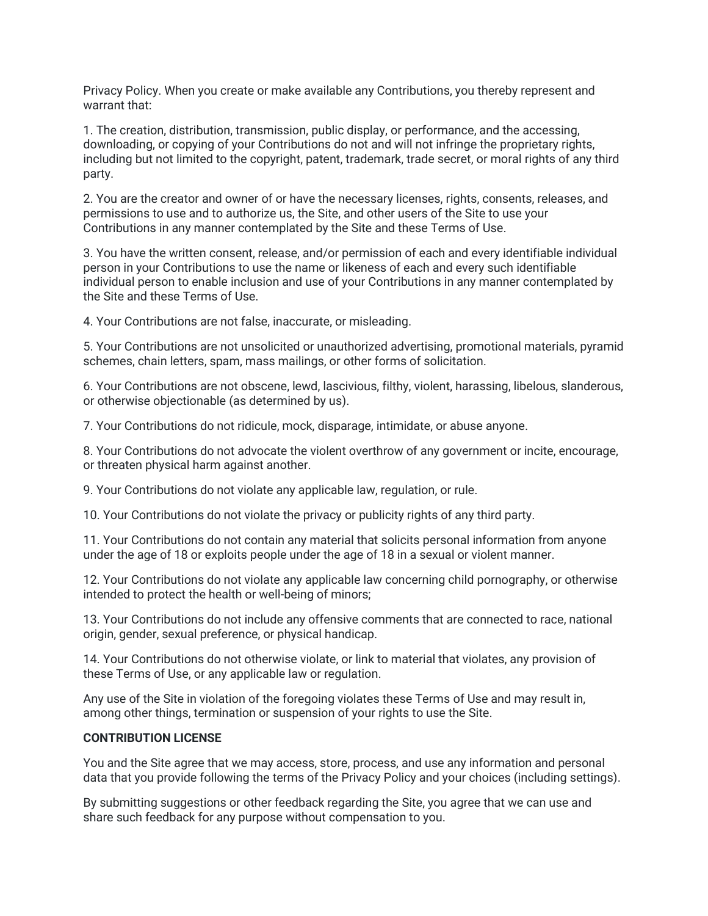Privacy Policy. When you create or make available any Contributions, you thereby represent and warrant that:

1. The creation, distribution, transmission, public display, or performance, and the accessing, downloading, or copying of your Contributions do not and will not infringe the proprietary rights, including but not limited to the copyright, patent, trademark, trade secret, or moral rights of any third party.

2. You are the creator and owner of or have the necessary licenses, rights, consents, releases, and permissions to use and to authorize us, the Site, and other users of the Site to use your Contributions in any manner contemplated by the Site and these Terms of Use.

3. You have the written consent, release, and/or permission of each and every identifiable individual person in your Contributions to use the name or likeness of each and every such identifiable individual person to enable inclusion and use of your Contributions in any manner contemplated by the Site and these Terms of Use.

4. Your Contributions are not false, inaccurate, or misleading.

5. Your Contributions are not unsolicited or unauthorized advertising, promotional materials, pyramid schemes, chain letters, spam, mass mailings, or other forms of solicitation.

6. Your Contributions are not obscene, lewd, lascivious, filthy, violent, harassing, libelous, slanderous, or otherwise objectionable (as determined by us).

7. Your Contributions do not ridicule, mock, disparage, intimidate, or abuse anyone.

8. Your Contributions do not advocate the violent overthrow of any government or incite, encourage, or threaten physical harm against another.

9. Your Contributions do not violate any applicable law, regulation, or rule.

10. Your Contributions do not violate the privacy or publicity rights of any third party.

11. Your Contributions do not contain any material that solicits personal information from anyone under the age of 18 or exploits people under the age of 18 in a sexual or violent manner.

12. Your Contributions do not violate any applicable law concerning child pornography, or otherwise intended to protect the health or well-being of minors;

13. Your Contributions do not include any offensive comments that are connected to race, national origin, gender, sexual preference, or physical handicap.

14. Your Contributions do not otherwise violate, or link to material that violates, any provision of these Terms of Use, or any applicable law or regulation.

Any use of the Site in violation of the foregoing violates these Terms of Use and may result in, among other things, termination or suspension of your rights to use the Site.

**CONTRIBUTION LICENSE**

You and the Site agree that we may access, store, process, and use any information and personal data that you provide following the terms of the Privacy Policy and your choices (including settings).

By submitting suggestions or other feedback regarding the Site, you agree that we can use and share such feedback for any purpose without compensation to you.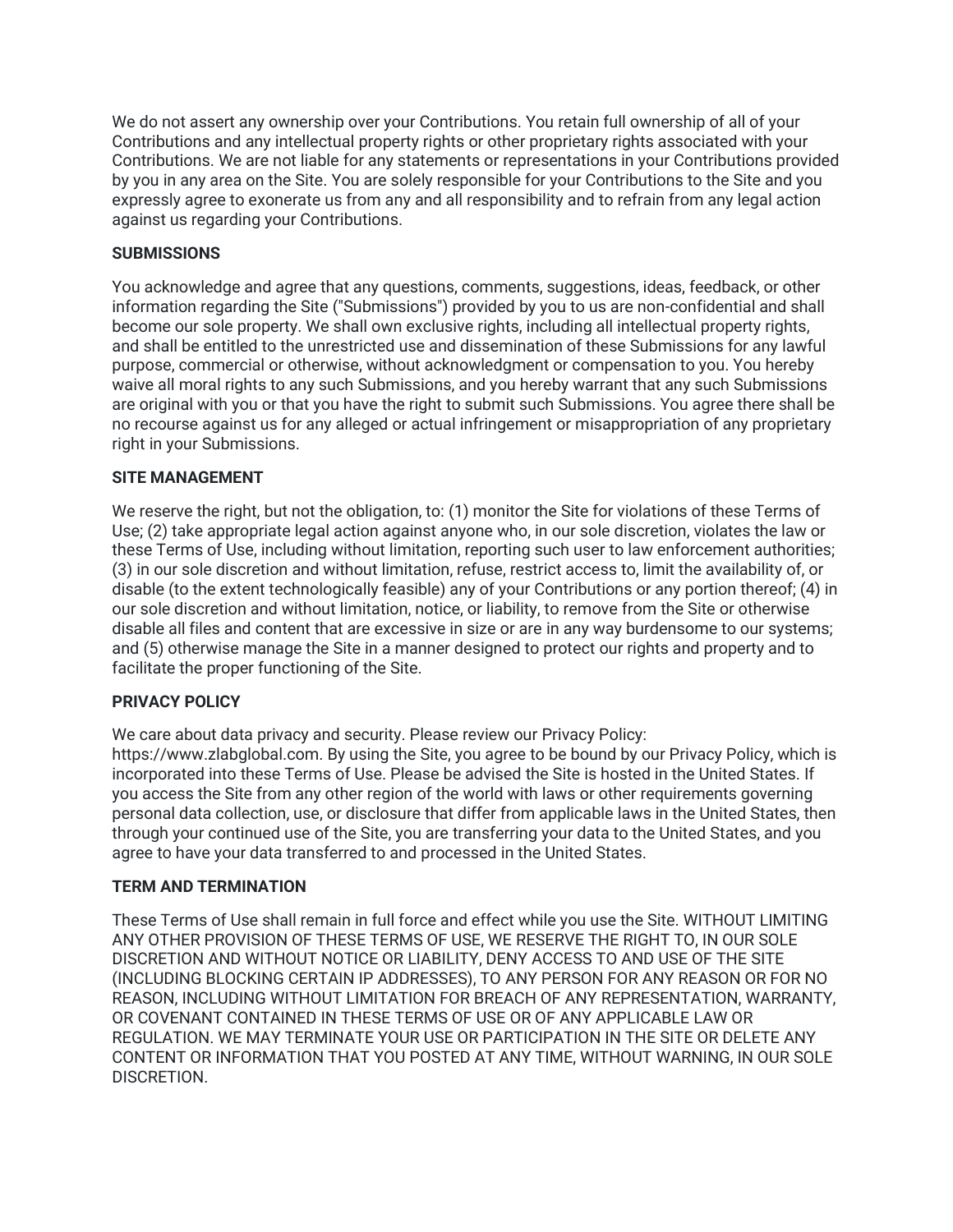We do not assert any ownership over your Contributions. You retain full ownership of all of your Contributions and any intellectual property rights or other proprietary rights associated with your Contributions. We are not liable for any statements or representations in your Contributions provided by you in any area on the Site. You are solely responsible for your Contributions to the Site and you expressly agree to exonerate us from any and all responsibility and to refrain from any legal action against us regarding your Contributions.

**SUBMISSIONS**

You acknowledge and agree that any questions, comments, suggestions, ideas, feedback, or other information regarding the Site ("Submissions") provided by you to us are non-confidential and shall become our sole property. We shall own exclusive rights, including all intellectual property rights, and shall be entitled to the unrestricted use and dissemination of these Submissions for any lawful purpose, commercial or otherwise, without acknowledgment or compensation to you. You hereby waive all moral rights to any such Submissions, and you hereby warrant that any such Submissions are original with you or that you have the right to submit such Submissions. You agree there shall be no recourse against us for any alleged or actual infringement or misappropriation of any proprietary right in your Submissions.

**SITE MANAGEMENT**

We reserve the right, but not the obligation, to: (1) monitor the Site for violations of these Terms of Use; (2) take appropriate legal action against anyone who, in our sole discretion, violates the law or these Terms of Use, including without limitation, reporting such user to law enforcement authorities; (3) in our sole discretion and without limitation, refuse, restrict access to, limit the availability of, or disable (to the extent technologically feasible) any of your Contributions or any portion thereof; (4) in our sole discretion and without limitation, notice, or liability, to remove from the Site or otherwise disable all files and content that are excessive in size or are in any way burdensome to our systems; and (5) otherwise manage the Site in a manner designed to protect our rights and property and to facilitate the proper functioning of the Site.

**PRIVACY POLICY**

We care about data privacy and security. Please review our Privacy Policy: https://www.zlabglobal.com. By using the Site, you agree to be bound by our Privacy Policy, which is incorporated into these Terms of Use. Please be advised the Site is hosted in the United States. If you access the Site from any other region of the world with laws or other requirements governing personal data collection, use, or disclosure that differ from applicable laws in the United States, then through your continued use of the Site, you are transferring your data to the United States, and you agree to have your data transferred to and processed in the United States.

**TERM AND TERMINATION**

These Terms of Use shall remain in full force and effect while you use the Site. WITHOUT LIMITING ANY OTHER PROVISION OF THESE TERMS OF USE, WE RESERVE THE RIGHT TO, IN OUR SOLE DISCRETION AND WITHOUT NOTICE OR LIABILITY, DENY ACCESS TO AND USE OF THE SITE (INCLUDING BLOCKING CERTAIN IP ADDRESSES), TO ANY PERSON FOR ANY REASON OR FOR NO REASON, INCLUDING WITHOUT LIMITATION FOR BREACH OF ANY REPRESENTATION, WARRANTY, OR COVENANT CONTAINED IN THESE TERMS OF USE OR OF ANY APPLICABLE LAW OR REGULATION. WE MAY TERMINATE YOUR USE OR PARTICIPATION IN THE SITE OR DELETE ANY CONTENT OR INFORMATION THAT YOU POSTED AT ANY TIME, WITHOUT WARNING, IN OUR SOLE DISCRETION.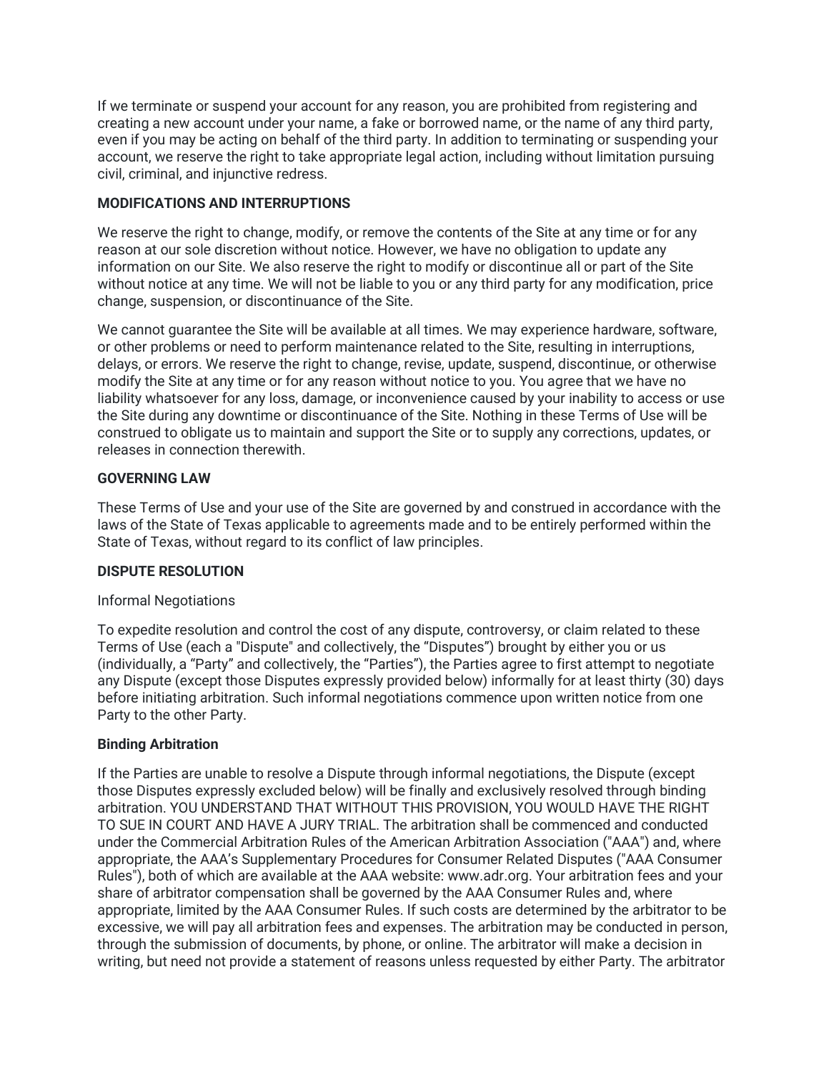If we terminate or suspend your account for any reason, you are prohibited from registering and creating a new account under your name, a fake or borrowed name, or the name of any third party, even if you may be acting on behalf of the third party. In addition to terminating or suspending your account, we reserve the right to take appropriate legal action, including without limitation pursuing civil, criminal, and injunctive redress.

**MODIFICATIONS AND INTERRUPTIONS**

We reserve the right to change, modify, or remove the contents of the Site at any time or for any reason at our sole discretion without notice. However, we have no obligation to update any information on our Site. We also reserve the right to modify or discontinue all or part of the Site without notice at any time. We will not be liable to you or any third party for any modification, price change, suspension, or discontinuance of the Site.

We cannot guarantee the Site will be available at all times. We may experience hardware, software, or other problems or need to perform maintenance related to the Site, resulting in interruptions, delays, or errors. We reserve the right to change, revise, update, suspend, discontinue, or otherwise modify the Site at any time or for any reason without notice to you. You agree that we have no liability whatsoever for any loss, damage, or inconvenience caused by your inability to access or use the Site during any downtime or discontinuance of the Site. Nothing in these Terms of Use will be construed to obligate us to maintain and support the Site or to supply any corrections, updates, or releases in connection therewith.

**GOVERNING LAW**

These Terms of Use and your use of the Site are governed by and construed in accordance with the laws of the State of Texas applicable to agreements made and to be entirely performed within the State of Texas, without regard to its conflict of law principles.

**DISPUTE RESOLUTION**

Informal Negotiations

To expedite resolution and control the cost of any dispute, controversy, or claim related to these Terms of Use (each a "Dispute" and collectively, the “Disputes”) brought by either you or us (individually, a “Party” and collectively, the “Parties”), the Parties agree to first attempt to negotiate any Dispute (except those Disputes expressly provided below) informally for at least thirty (30) days before initiating arbitration. Such informal negotiations commence upon written notice from one Party to the other Party.

**Binding Arbitration**

If the Parties are unable to resolve a Dispute through informal negotiations, the Dispute (except those Disputes expressly excluded below) will be finally and exclusively resolved through binding arbitration. YOU UNDERSTAND THAT WITHOUT THIS PROVISION, YOU WOULD HAVE THE RIGHT TO SUE IN COURT AND HAVE A JURY TRIAL. The arbitration shall be commenced and conducted under the Commercial Arbitration Rules of the American Arbitration Association ("AAA") and, where appropriate, the AAA’s Supplementary Procedures for Consumer Related Disputes ("AAA Consumer Rules"), both of which are available at the AAA website: www.adr.org. Your arbitration fees and your share of arbitrator compensation shall be governed by the AAA Consumer Rules and, where appropriate, limited by the AAA Consumer Rules. If such costs are determined by the arbitrator to be excessive, we will pay all arbitration fees and expenses. The arbitration may be conducted in person, through the submission of documents, by phone, or online. The arbitrator will make a decision in writing, but need not provide a statement of reasons unless requested by either Party. The arbitrator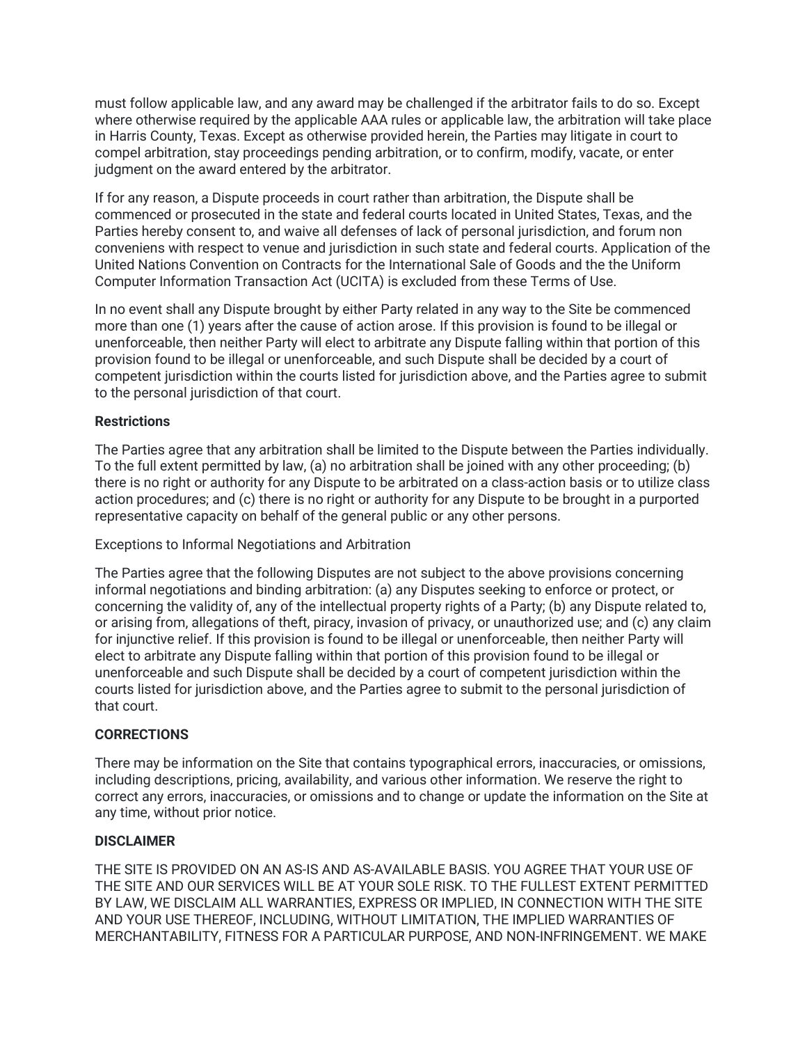must follow applicable law, and any award may be challenged if the arbitrator fails to do so. Except where otherwise required by the applicable AAA rules or applicable law, the arbitration will take place in Harris County, Texas. Except as otherwise provided herein, the Parties may litigate in court to compel arbitration, stay proceedings pending arbitration, or to confirm, modify, vacate, or enter judgment on the award entered by the arbitrator.

If for any reason, a Dispute proceeds in court rather than arbitration, the Dispute shall be commenced or prosecuted in the state and federal courts located in United States, Texas, and the Parties hereby consent to, and waive all defenses of lack of personal jurisdiction, and forum non conveniens with respect to venue and jurisdiction in such state and federal courts. Application of the United Nations Convention on Contracts for the International Sale of Goods and the the Uniform Computer Information Transaction Act (UCITA) is excluded from these Terms of Use.

In no event shall any Dispute brought by either Party related in any way to the Site be commenced more than one (1) years after the cause of action arose. If this provision is found to be illegal or unenforceable, then neither Party will elect to arbitrate any Dispute falling within that portion of this provision found to be illegal or unenforceable, and such Dispute shall be decided by a court of competent jurisdiction within the courts listed for jurisdiction above, and the Parties agree to submit to the personal jurisdiction of that court.

**Restrictions**

The Parties agree that any arbitration shall be limited to the Dispute between the Parties individually. To the full extent permitted by law, (a) no arbitration shall be joined with any other proceeding; (b) there is no right or authority for any Dispute to be arbitrated on a class-action basis or to utilize class action procedures; and (c) there is no right or authority for any Dispute to be brought in a purported representative capacity on behalf of the general public or any other persons.

Exceptions to Informal Negotiations and Arbitration

The Parties agree that the following Disputes are not subject to the above provisions concerning informal negotiations and binding arbitration: (a) any Disputes seeking to enforce or protect, or concerning the validity of, any of the intellectual property rights of a Party; (b) any Dispute related to, or arising from, allegations of theft, piracy, invasion of privacy, or unauthorized use; and (c) any claim for injunctive relief. If this provision is found to be illegal or unenforceable, then neither Party will elect to arbitrate any Dispute falling within that portion of this provision found to be illegal or unenforceable and such Dispute shall be decided by a court of competent jurisdiction within the courts listed for jurisdiction above, and the Parties agree to submit to the personal jurisdiction of that court.

**CORRECTIONS**

There may be information on the Site that contains typographical errors, inaccuracies, or omissions, including descriptions, pricing, availability, and various other information. We reserve the right to correct any errors, inaccuracies, or omissions and to change or update the information on the Site at any time, without prior notice.

**DISCLAIMER**

THE SITE IS PROVIDED ON AN AS-IS AND AS-AVAILABLE BASIS. YOU AGREE THAT YOUR USE OF THE SITE AND OUR SERVICES WILL BE AT YOUR SOLE RISK. TO THE FULLEST EXTENT PERMITTED BY LAW, WE DISCLAIM ALL WARRANTIES, EXPRESS OR IMPLIED, IN CONNECTION WITH THE SITE AND YOUR USE THEREOF, INCLUDING, WITHOUT LIMITATION, THE IMPLIED WARRANTIES OF MERCHANTABILITY, FITNESS FOR A PARTICULAR PURPOSE, AND NON-INFRINGEMENT. WE MAKE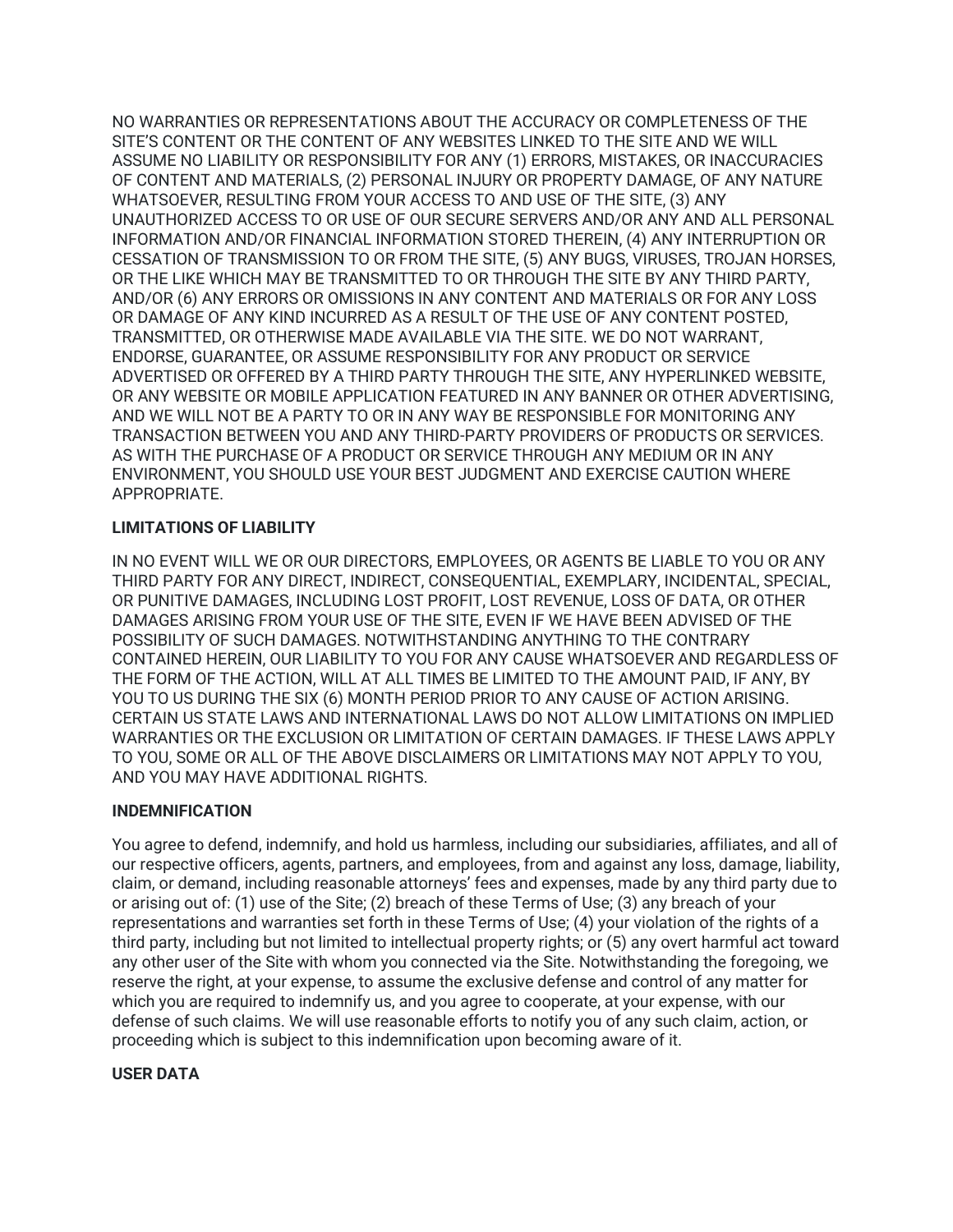NO WARRANTIES OR REPRESENTATIONS ABOUT THE ACCURACY OR COMPLETENESS OF THE SITE'S CONTENT OR THE CONTENT OF ANY WEBSITES LINKED TO THE SITE AND WE WILL ASSUME NO LIABILITY OR RESPONSIBILITY FOR ANY (1) ERRORS, MISTAKES, OR INACCURACIES OF CONTENT AND MATERIALS, (2) PERSONAL INJURY OR PROPERTY DAMAGE, OF ANY NATURE WHATSOEVER, RESULTING FROM YOUR ACCESS TO AND USE OF THE SITE, (3) ANY UNAUTHORIZED ACCESS TO OR USE OF OUR SECURE SERVERS AND/OR ANY AND ALL PERSONAL INFORMATION AND/OR FINANCIAL INFORMATION STORED THEREIN, (4) ANY INTERRUPTION OR CESSATION OF TRANSMISSION TO OR FROM THE SITE, (5) ANY BUGS, VIRUSES, TROJAN HORSES, OR THE LIKE WHICH MAY BE TRANSMITTED TO OR THROUGH THE SITE BY ANY THIRD PARTY, AND/OR (6) ANY ERRORS OR OMISSIONS IN ANY CONTENT AND MATERIALS OR FOR ANY LOSS OR DAMAGE OF ANY KIND INCURRED AS A RESULT OF THE USE OF ANY CONTENT POSTED, TRANSMITTED, OR OTHERWISE MADE AVAILABLE VIA THE SITE. WE DO NOT WARRANT, ENDORSE, GUARANTEE, OR ASSUME RESPONSIBILITY FOR ANY PRODUCT OR SERVICE ADVERTISED OR OFFERED BY A THIRD PARTY THROUGH THE SITE, ANY HYPERLINKED WEBSITE, OR ANY WEBSITE OR MOBILE APPLICATION FEATURED IN ANY BANNER OR OTHER ADVERTISING, AND WE WILL NOT BE A PARTY TO OR IN ANY WAY BE RESPONSIBLE FOR MONITORING ANY TRANSACTION BETWEEN YOU AND ANY THIRD-PARTY PROVIDERS OF PRODUCTS OR SERVICES. AS WITH THE PURCHASE OF A PRODUCT OR SERVICE THROUGH ANY MEDIUM OR IN ANY ENVIRONMENT, YOU SHOULD USE YOUR BEST JUDGMENT AND EXERCISE CAUTION WHERE APPROPRIATE.

**LIMITATIONS OF LIABILITY**

IN NO EVENT WILL WE OR OUR DIRECTORS, EMPLOYEES, OR AGENTS BE LIABLE TO YOU OR ANY THIRD PARTY FOR ANY DIRECT, INDIRECT, CONSEQUENTIAL, EXEMPLARY, INCIDENTAL, SPECIAL, OR PUNITIVE DAMAGES, INCLUDING LOST PROFIT, LOST REVENUE, LOSS OF DATA, OR OTHER DAMAGES ARISING FROM YOUR USE OF THE SITE, EVEN IF WE HAVE BEEN ADVISED OF THE POSSIBILITY OF SUCH DAMAGES. NOTWITHSTANDING ANYTHING TO THE CONTRARY CONTAINED HEREIN, OUR LIABILITY TO YOU FOR ANY CAUSE WHATSOEVER AND REGARDLESS OF THE FORM OF THE ACTION, WILL AT ALL TIMES BE LIMITED TO THE AMOUNT PAID, IF ANY, BY YOU TO US DURING THE SIX (6) MONTH PERIOD PRIOR TO ANY CAUSE OF ACTION ARISING. CERTAIN US STATE LAWS AND INTERNATIONAL LAWS DO NOT ALLOW LIMITATIONS ON IMPLIED WARRANTIES OR THE EXCLUSION OR LIMITATION OF CERTAIN DAMAGES. IF THESE LAWS APPLY TO YOU, SOME OR ALL OF THE ABOVE DISCLAIMERS OR LIMITATIONS MAY NOT APPLY TO YOU, AND YOU MAY HAVE ADDITIONAL RIGHTS.

**INDEMNIFICATION**

You agree to defend, indemnify, and hold us harmless, including our subsidiaries, affiliates, and all of our respective officers, agents, partners, and employees, from and against any loss, damage, liability, claim, or demand, including reasonable attorneys' fees and expenses, made by any third party due to or arising out of: (1) use of the Site; (2) breach of these Terms of Use; (3) any breach of your representations and warranties set forth in these Terms of Use; (4) your violation of the rights of a third party, including but not limited to intellectual property rights; or (5) any overt harmful act toward any other user of the Site with whom you connected via the Site. Notwithstanding the foregoing, we reserve the right, at your expense, to assume the exclusive defense and control of any matter for which you are required to indemnify us, and you agree to cooperate, at your expense, with our defense of such claims. We will use reasonable efforts to notify you of any such claim, action, or proceeding which is subject to this indemnification upon becoming aware of it.

**USER DATA**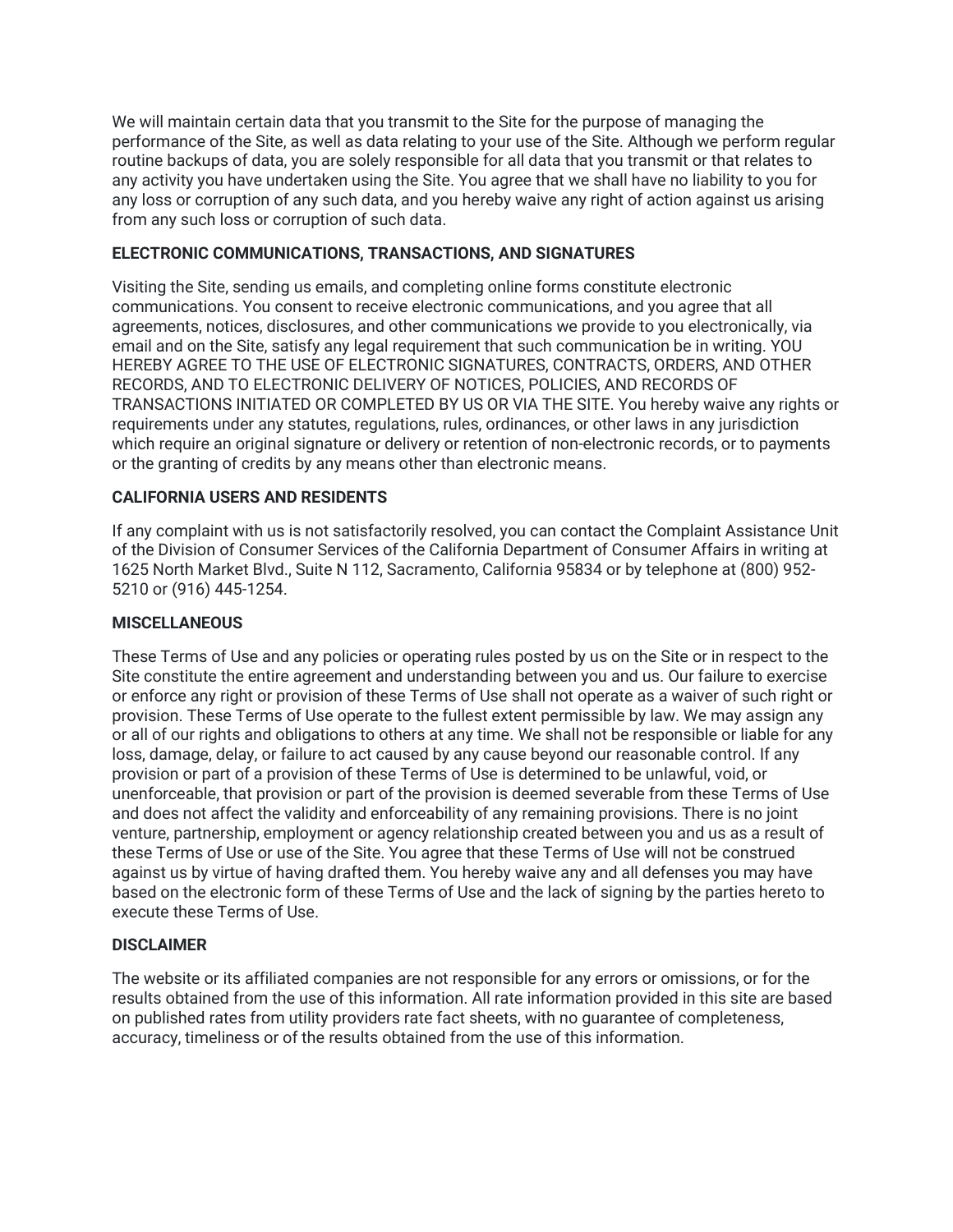We will maintain certain data that you transmit to the Site for the purpose of managing the performance of the Site, as well as data relating to your use of the Site. Although we perform regular routine backups of data, you are solely responsible for all data that you transmit or that relates to any activity you have undertaken using the Site. You agree that we shall have no liability to you for any loss or corruption of any such data, and you hereby waive any right of action against us arising from any such loss or corruption of such data.

**ELECTRONIC COMMUNICATIONS, TRANSACTIONS, AND SIGNATURES**

Visiting the Site, sending us emails, and completing online forms constitute electronic communications. You consent to receive electronic communications, and you agree that all agreements, notices, disclosures, and other communications we provide to you electronically, via email and on the Site, satisfy any legal requirement that such communication be in writing. YOU HEREBY AGREE TO THE USE OF ELECTRONIC SIGNATURES, CONTRACTS, ORDERS, AND OTHER RECORDS, AND TO ELECTRONIC DELIVERY OF NOTICES, POLICIES, AND RECORDS OF TRANSACTIONS INITIATED OR COMPLETED BY US OR VIA THE SITE. You hereby waive any rights or requirements under any statutes, regulations, rules, ordinances, or other laws in any jurisdiction which require an original signature or delivery or retention of non-electronic records, or to payments or the granting of credits by any means other than electronic means.

**CALIFORNIA USERS AND RESIDENTS**

If any complaint with us is not satisfactorily resolved, you can contact the Complaint Assistance Unit of the Division of Consumer Services of the California Department of Consumer Affairs in writing at 1625 North Market Blvd., Suite N 112, Sacramento, California 95834 or by telephone at (800) 952-5210 or (916) 445-1254.

**MISCELLANEOUS**

These Terms of Use and any policies or operating rules posted by us on the Site or in respect to the Site constitute the entire agreement and understanding between you and us. Our failure to exercise or enforce any right or provision of these Terms of Use shall not operate as a waiver of such right or provision. These Terms of Use operate to the fullest extent permissible by law. We may assign any or all of our rights and obligations to others at any time. We shall not be responsible or liable for any loss, damage, delay, or failure to act caused by any cause beyond our reasonable control. If any provision or part of a provision of these Terms of Use is determined to be unlawful, void, or unenforceable, that provision or part of the provision is deemed severable from these Terms of Use and does not affect the validity and enforceability of any remaining provisions. There is no joint venture, partnership, employment or agency relationship created between you and us as a result of these Terms of Use or use of the Site. You agree that these Terms of Use will not be construed against us by virtue of having drafted them. You hereby waive any and all defenses you may have based on the electronic form of these Terms of Use and the lack of signing by the parties hereto to execute these Terms of Use.

**DISCLAIMER**

The website or its affiliated companies are not responsible for any errors or omissions, or for the results obtained from the use of this information. All rate information provided in this site are based on published rates from utility providers rate fact sheets, with no guarantee of completeness, accuracy, timeliness or of the results obtained from the use of this information.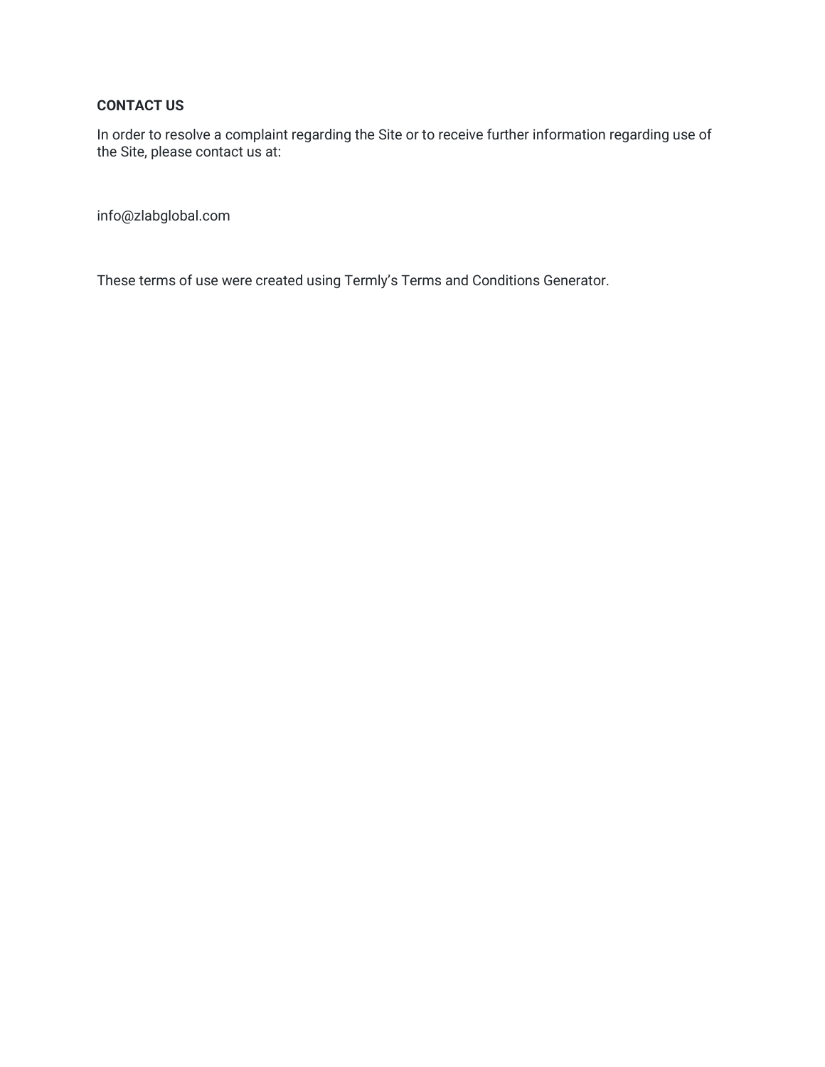**CONTACT US**

In order to resolve a complaint regarding the Site or to receive further information regarding use of the Site, please contact us at:

info@zlabglobal.com

These terms of use were created using Termly's Terms and Conditions Generator.